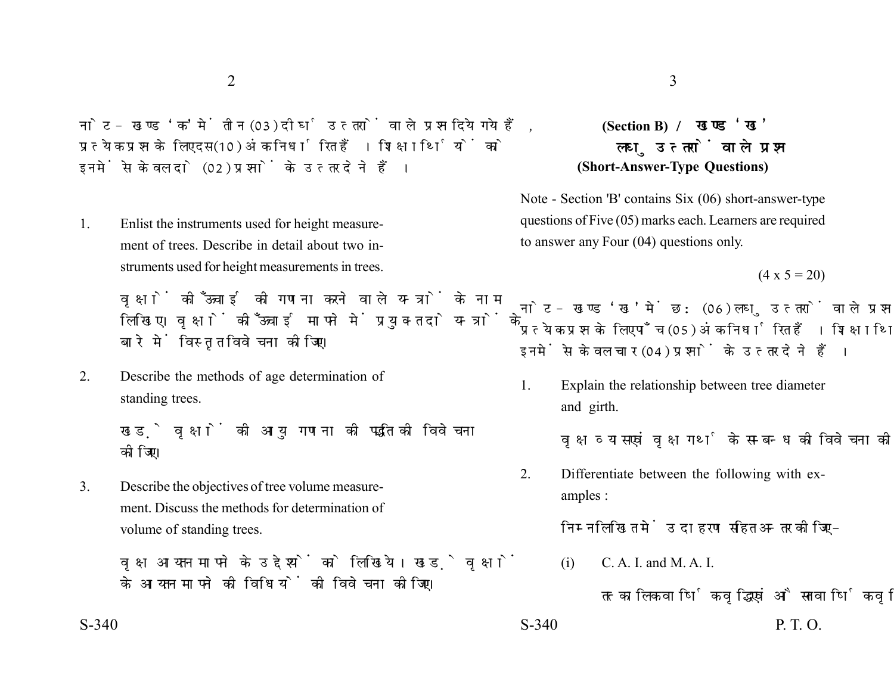नोट - खण्ड 'क' में तीन (03) दीर्घ उत्तरों वाले प्रश्न दिये गये हैं, प्रत्येक प्रश्न के लिए दस (10) अंक निर्धारित हैं। शिक्षार्थियों को इनमें से केवल दो (02) प्रश्नों के उत्तर देने हैं।

1. Enlist the instruments used for height measurement of trees. Describe in detail about two instruments used for height measurements in trees.

   वृक्षों की ऊँचाई की गणना करने वाले यन्त्रों के नाम लिखिए। वृक्षों की ऊँचाई मापने में प्रयुक्त दो यन्त्रों के बारे में विस्तृत विवेचना कीजिए।

2. Describe the methods of age determination of standing trees.

   खड़े वृक्षों की आयु गणना की पद्धति की विवेचना कीजिए।

3. Describe the objectives of tree volume measurement. Discuss the methods for determination of volume of standing trees.

   वृक्ष आयतन मापने के उद्देश्यों को लिखिये। खड़े वृक्षों के आयतन मापने की विधियों की विवेचना कीजिए।

## (Section B) / खण्ड 'ख'

### लघु उत्तरों वाले प्रश्न (Short-Answer-Type Questions)

Note - Section 'B' contains Six (06) short-answer-type questions of Five (05) marks each. Learners are required to answer any Four (04) questions only.

(4 x 5 = 20)

नोट - खण्ड 'ख' में छः (06) लघु उत्तरों वाले प्रश्न दिये गये हैं, प्रत्येक प्रश्न के लिए पाँच (05) अंक निर्धारित हैं। शिक्षार्थियों को इनमें से केवल चार (04) प्रश्नों के उत्तर देने हैं।

1. Explain the relationship between tree diameter and girth.

   वृक्ष व्यास एवं वृक्ष गर्थ के सम्बन्ध की विवेचना कीजिए।

2. Differentiate between the following with examples :

   निम्नलिखित में उदाहरण सहित अन्तर कीजिए-

   (i) C. A. I. and M. A. I.

   तत्कालिक वार्षिक वृद्धि एवं औसत वार्षिक वृद्धि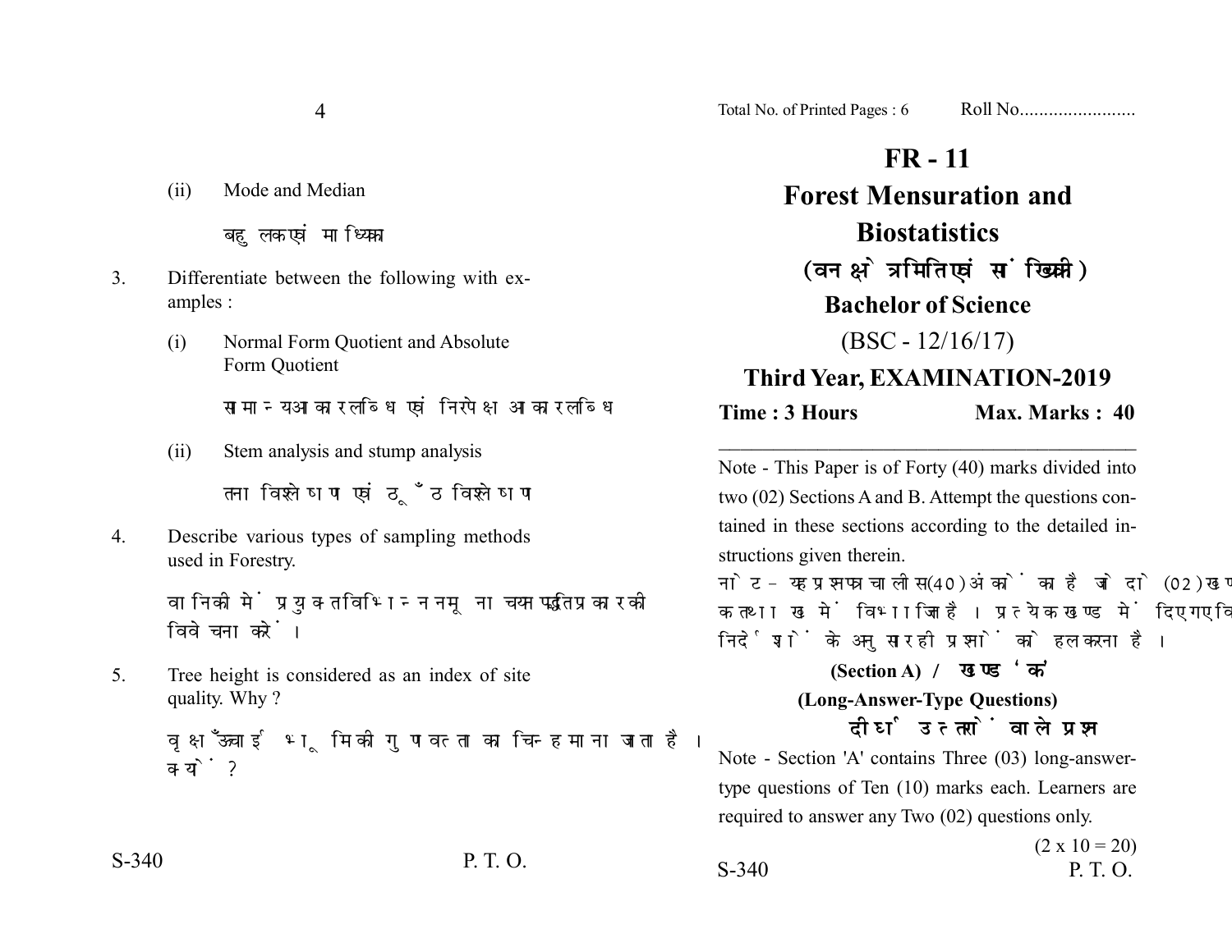(ii) Mode and Median

बहुलक एवं माध्यिका

3. Differentiate between the following with examples :

   (i) Normal Form Quotient and Absolute Form Quotient

   सामान्य आकार लब्धि एवं निरपेक्ष आकार लब्धि

   (ii) Stem analysis and stump analysis

   तना विश्लेषण एवं ठूँठ विश्लेषण

4. Describe various types of sampling methods used in Forestry.

   वानिकी में प्रयुक्त विभिन्न नमूना चयन पद्धति प्रकार की विवेचना करें।

5. Tree height is considered as an index of site quality. Why ?

   वृक्ष ऊँचाई भूमि की गुणवत्ता का चिन्ह माना जाता है। क्यों ?

S-340

P. T. O.

Total No. of Printed Pages : 6 Roll No........................

# FR - 11

# Forest Mensuration and Biostatistics

## (वन क्षेत्रमिति एवं सांख्यिकी)

## Bachelor of Science

(BSC - 12/16/17)

## Third Year, EXAMINATION-2019

**Time : 3 Hours** **Max. Marks : 40**

---

Note - This Paper is of Forty (40) marks divided into two (02) Sections A and B. Attempt the questions contained in these sections according to the detailed instructions given therein.

नोट - यह प्रश्नपत्र चालीस (40) अंकों का है जो दो (02) खण्डों क तथा ख में विभाजित है। प्रत्येक खण्ड में दिए गए विस्तृत निर्देशों के अनुसार ही प्रश्नों को हल करना है।

**(Section A) / खण्ड 'क'**

**(Long-Answer-Type Questions)**

**दीर्घ उत्तरों वाले प्रश्न**

Note - Section 'A' contains Three (03) long-answer-type questions of Ten (10) marks each. Learners are required to answer any Two (02) questions only.

$(2 \times 10 = 20)$

S-340

P. T. O.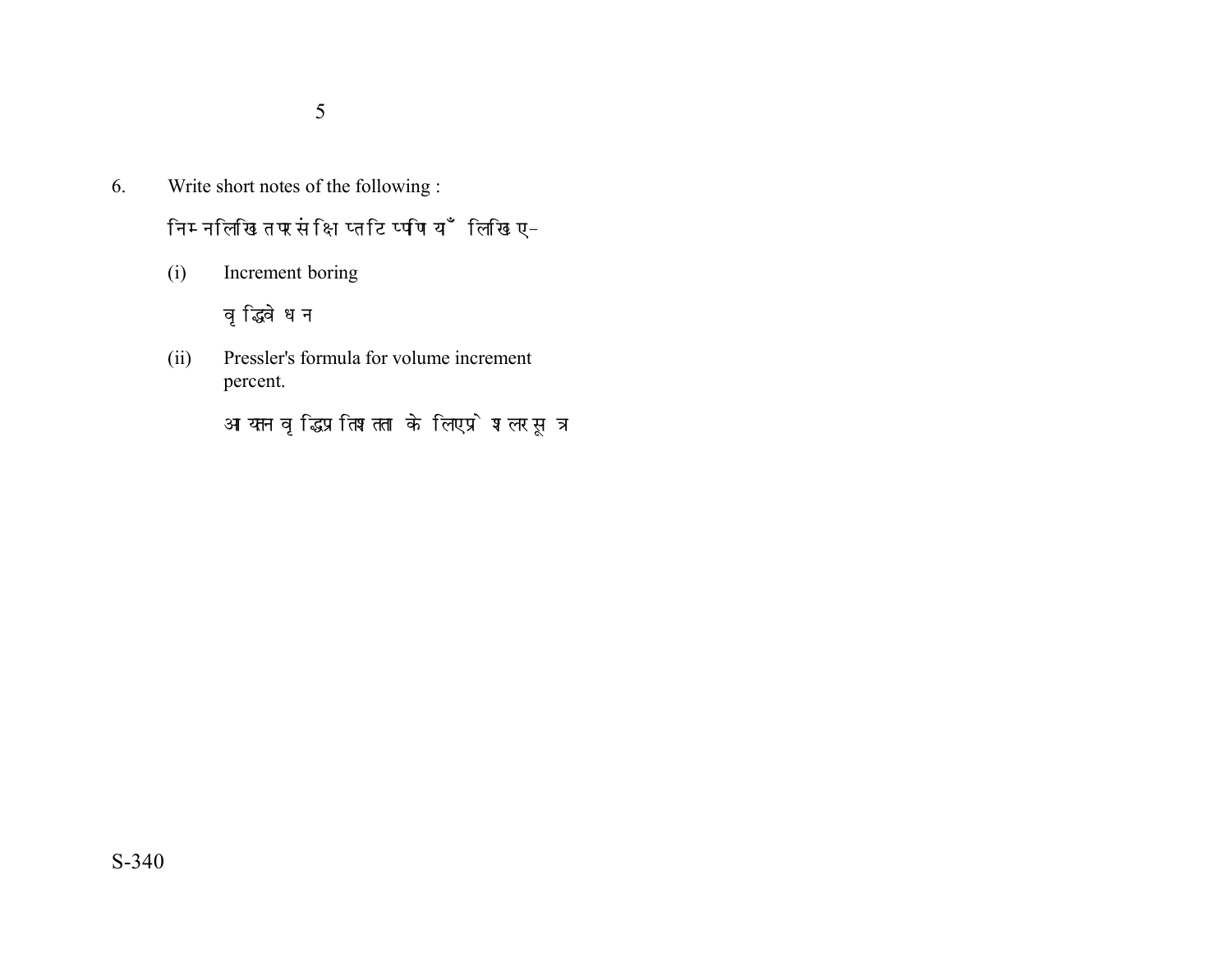6. Write short notes of the following :

निम्नलिखित पर संक्षिप्त टिप्पणियाँ लिखिए-

(i) Increment boring

वृद्धि वेधन

(ii) Pressler's formula for volume increment percent.

आयतन वृद्धि प्रतिशतता के लिए प्रेशलर सूत्र